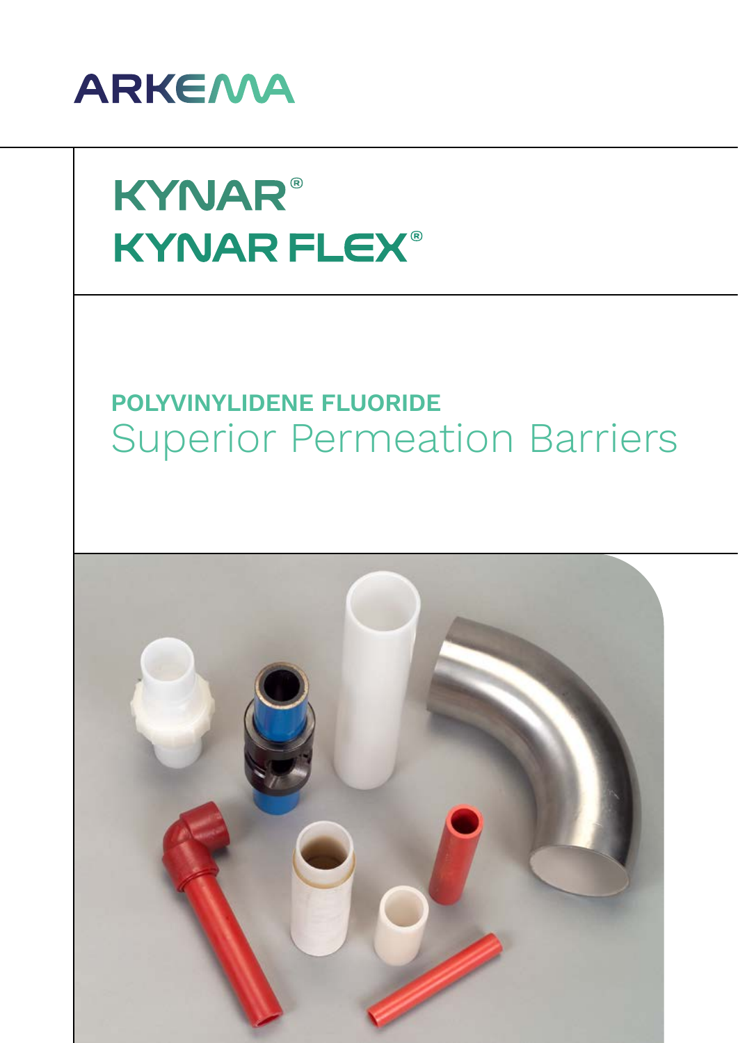ARKEMA

# KYNAR®
# KYNAR FLEX®

## POLYVINYLIDENE FLUORIDE
## Superior Permeation Barriers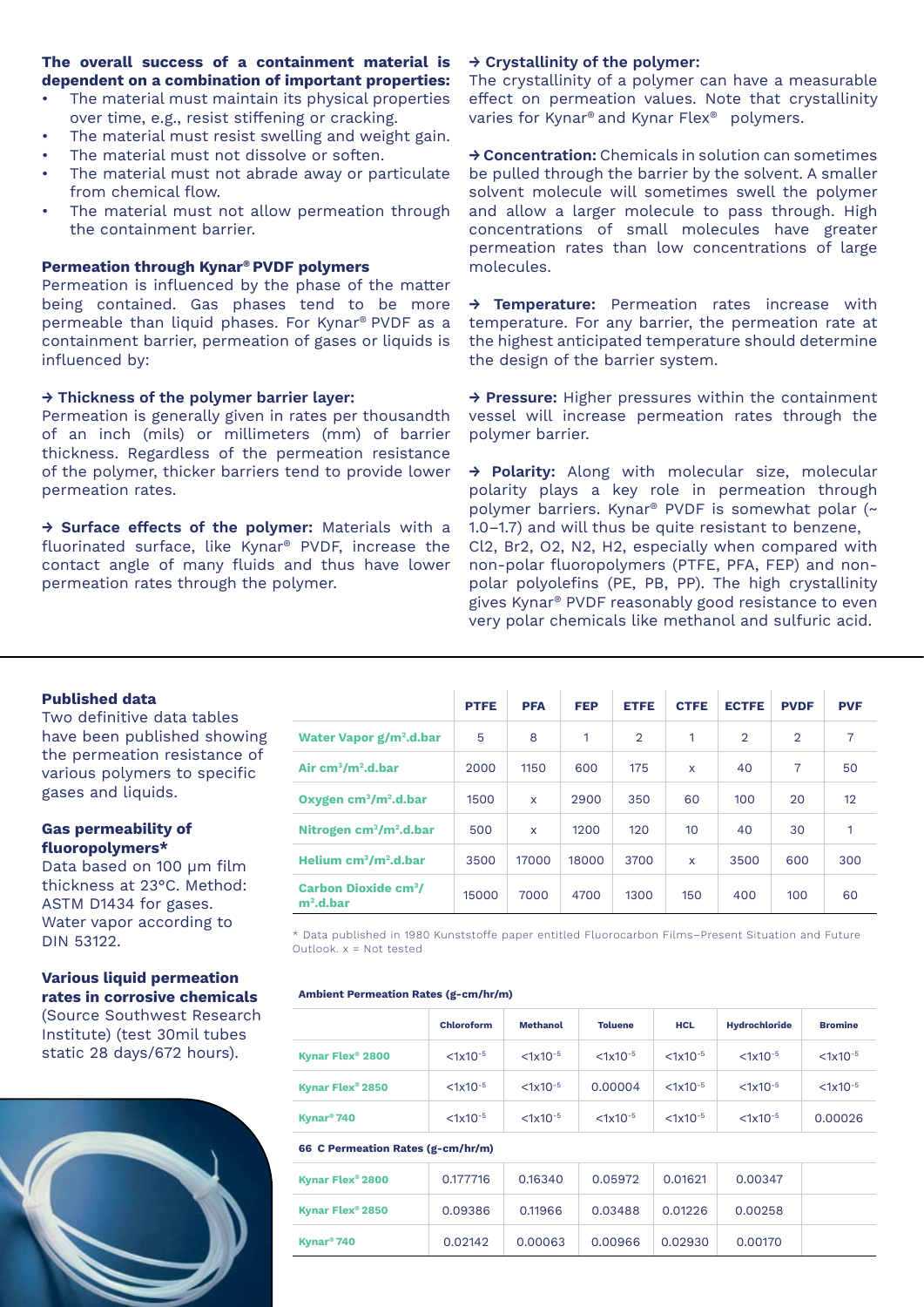**The overall success of a containment material is dependent on a combination of important properties:**

- The material must maintain its physical properties over time, e.g., resist stiffening or cracking.
- The material must resist swelling and weight gain.
- The material must not dissolve or soften.
- The material must not abrade away or particulate from chemical flow.
- The material must not allow permeation through the containment barrier.

**Permeation through Kynar® PVDF polymers**

Permeation is influenced by the phase of the matter being contained. Gas phases tend to be more permeable than liquid phases. For Kynar® PVDF as a containment barrier, permeation of gases or liquids is influenced by:

**→ Thickness of the polymer barrier layer:** Permeation is generally given in rates per thousandth of an inch (mils) or millimeters (mm) of barrier thickness. Regardless of the permeation resistance of the polymer, thicker barriers tend to provide lower permeation rates.

**→ Surface effects of the polymer:** Materials with a fluorinated surface, like Kynar® PVDF, increase the contact angle of many fluids and thus have lower permeation rates through the polymer.

**→ Crystallinity of the polymer:** The crystallinity of a polymer can have a measurable effect on permeation values. Note that crystallinity varies for Kynar® and Kynar Flex® polymers.

**→ Concentration:** Chemicals in solution can sometimes be pulled through the barrier by the solvent. A smaller solvent molecule will sometimes swell the polymer and allow a larger molecule to pass through. High concentrations of small molecules have greater permeation rates than low concentrations of large molecules.

**→ Temperature:** Permeation rates increase with temperature. For any barrier, the permeation rate at the highest anticipated temperature should determine the design of the barrier system.

**→ Pressure:** Higher pressures within the containment vessel will increase permeation rates through the polymer barrier.

**→ Polarity:** Along with molecular size, molecular polarity plays a key role in permeation through polymer barriers. Kynar® PVDF is somewhat polar (~ 1.0–1.7) and will thus be quite resistant to benzene, $Cl_2$, $Br_2$, $O_2$, $N_2$, $H_2$, especially when compared with non-polar fluoropolymers (PTFE, PFA, FEP) and non-polar polyolefins (PE, PB, PP). The high crystallinity gives Kynar® PVDF reasonably good resistance to even very polar chemicals like methanol and sulfuric acid.

**Published data**

Two definitive data tables have been published showing the permeation resistance of various polymers to specific gases and liquids.

**Gas permeability of fluoropolymers***

Data based on 100 µm film thickness at 23°C. Method: ASTM D1434 for gases. Water vapor according to DIN 53122.

| | PTFE | PFA | FEP | ETFE | CTFE | ECTFE | PVDF | PVF |
|---|---|---|---|---|---|---|---|---|
| Water Vapor g/m².d.bar | 5 | 8 | 1 | 2 | 1 | 2 | 2 | 7 |
| Air cm³/m².d.bar | 2000 | 1150 | 600 | 175 | x | 40 | 7 | 50 |
| Oxygen cm³/m².d.bar | 1500 | x | 2900 | 350 | 60 | 100 | 20 | 12 |
| Nitrogen cm³/m².d.bar | 500 | x | 1200 | 120 | 10 | 40 | 30 | 1 |
| Helium cm³/m².d.bar | 3500 | 17000 | 18000 | 3700 | x | 3500 | 600 | 300 |
| Carbon Dioxide cm³/m².d.bar | 15000 | 7000 | 4700 | 1300 | 150 | 400 | 100 | 60 |

\* Data published in 1980 Kunststoffe paper entitled Fluorocarbon Films–Present Situation and Future Outlook. x = Not tested

**Various liquid permeation rates in corrosive chemicals**

(Source Southwest Research Institute) (test 30mil tubes static 28 days/672 hours).

**Ambient Permeation Rates (g-cm/hr/m)**

| | Chloroform | Methanol | Toluene | HCL | Hydrochloride | Bromine |
|---|---|---|---|---|---|---|
| Kynar Flex® 2800 | $<1x10^{-5}$ | $<1x10^{-5}$ | $<1x10^{-5}$ | $<1x10^{-5}$ | $<1x10^{-5}$ | $<1x10^{-5}$ |
| Kynar Flex® 2850 | $<1x10^{-5}$ | $<1x10^{-5}$ | 0.00004 | $<1x10^{-5}$ | $<1x10^{-5}$ | $<1x10^{-5}$ |
| Kynar® 740 | $<1x10^{-5}$ | $<1x10^{-5}$ | $<1x10^{-5}$ | $<1x10^{-5}$ | $<1x10^{-5}$ | 0.00026 |
| **66 C Permeation Rates (g-cm/hr/m)** | | | | | | |
| Kynar Flex® 2800 | 0.177716 | 0.16340 | 0.05972 | 0.01621 | 0.00347 | |
| Kynar Flex® 2850 | 0.09386 | 0.11966 | 0.03488 | 0.01226 | 0.00258 | |
| Kynar® 740 | 0.02142 | 0.00063 | 0.00966 | 0.02930 | 0.00170 | |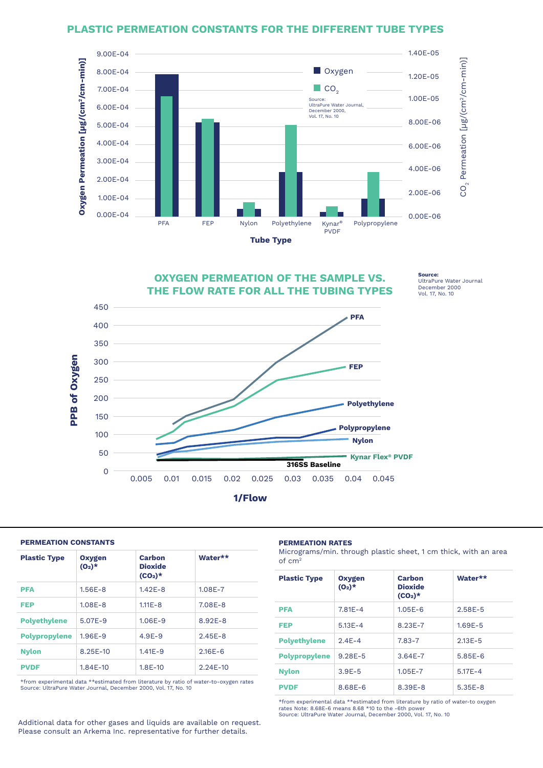## PLASTIC PERMEATION CONSTANTS FOR THE DIFFERENT TUBE TYPES

Oxygen Permeation [µg/(cm²/cm-min)]

CO₂ Permeation [µg/(cm²/cm-min)]

Oxygen

$CO_2$

Source: UltraPure Water Journal, December 2000, Vol. 17, No. 10

PFA, FEP, Nylon, Polyethylene, Kynar® PVDF, Polypropylene

Tube Type

## OXYGEN PERMEATION OF THE SAMPLE VS. THE FLOW RATE FOR ALL THE TUBING TYPES

**Source:** UltraPure Water Journal December 2000 Vol. 17, No. 10

PPB of Oxygen

PFA, FEP, Polyethylene, Polypropylene, Nylon, Kynar Flex® PVDF, 316SS Baseline

1/Flow

### PERMEATION CONSTANTS

| Plastic Type | Oxygen ($O_2$)* | Carbon Dioxide ($CO_2$)* | Water** |
|---|---|---|---|
| **PFA** | 1.56E-8 | 1.42E-8 | 1.08E-7 |
| **FEP** | 1.08E-8 | 1.11E-8 | 7.08E-8 |
| **Polyethylene** | 5.07E-9 | 1.06E-9 | 8.92E-8 |
| **Polypropylene** | 1.96E-9 | 4.9E-9 | 2.45E-8 |
| **Nylon** | 8.25E-10 | 1.41E-9 | 2.16E-6 |
| **PVDF** | 1.84E-10 | 1.8E-10 | 2.24E-10 |

*from experimental data **estimated from literature by ratio of water-to-oxygen rates
Source: UltraPure Water Journal, December 2000, Vol. 17, No. 10

### PERMEATION RATES

Micrograms/min. through plastic sheet, 1 cm thick, with an area of cm²

| Plastic Type | Oxygen ($O_2$)* | Carbon Dioxide ($CO_2$)* | Water** |
|---|---|---|---|
| **PFA** | 7.81E-4 | 1.05E-6 | 2.58E-5 |
| **FEP** | 5.13E-4 | 8.23E-7 | 1.69E-5 |
| **Polyethylene** | 2.4E-4 | 7.83-7 | 2.13E-5 |
| **Polypropylene** | 9.28E-5 | 3.64E-7 | 5.85E-6 |
| **Nylon** | 3.9E-5 | 1.05E-7 | 5.17E-4 |
| **PVDF** | 8.68E-6 | 8.39E-8 | 5.35E-8 |

*from experimental data **estimated from literature by ratio of water-to oxygen rates Note: 8.68E-6 means 8.68 *10 to the -6th power
Source: UltraPure Water Journal, December 2000, Vol. 17, No. 10

Additional data for other gases and liquids are available on request. Please consult an Arkema Inc. representative for further details.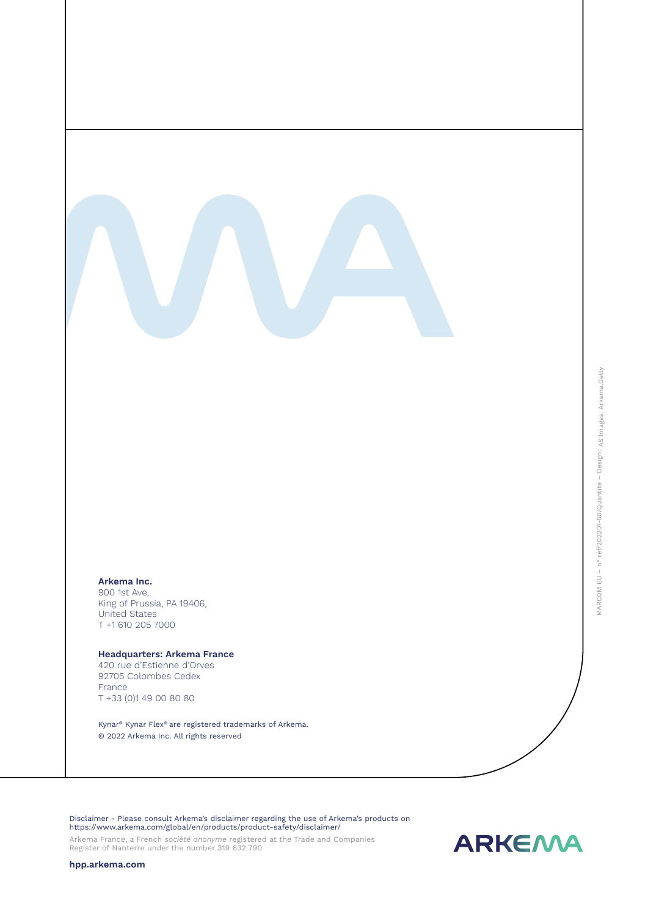**Arkema Inc.**
900 1st Ave,
King of Prussia, PA 19406,
United States
T +1 610 205 7000

**Headquarters: Arkema France**
420 rue d'Estienne d'Orves
92705 Colombes Cedex
France
T +33 (0)1 49 00 80 80

Kynar® Kynar Flex® are registered trademarks of Arkema.
© 2022 Arkema Inc. All rights reserved

MARCOM EU – nº réf/202201-50/Quantité – Design : AS Images: Arkema,Getty

Disclaimer - Please consult Arkema's disclaimer regarding the use of Arkema's products on https://www.arkema.com/global/en/products/product-safety/disclaimer/

Arkema France, a French *société anonyme* registered at the Trade and Companies Register of Nanterre under the number 319 632 790

**hpp.arkema.com**